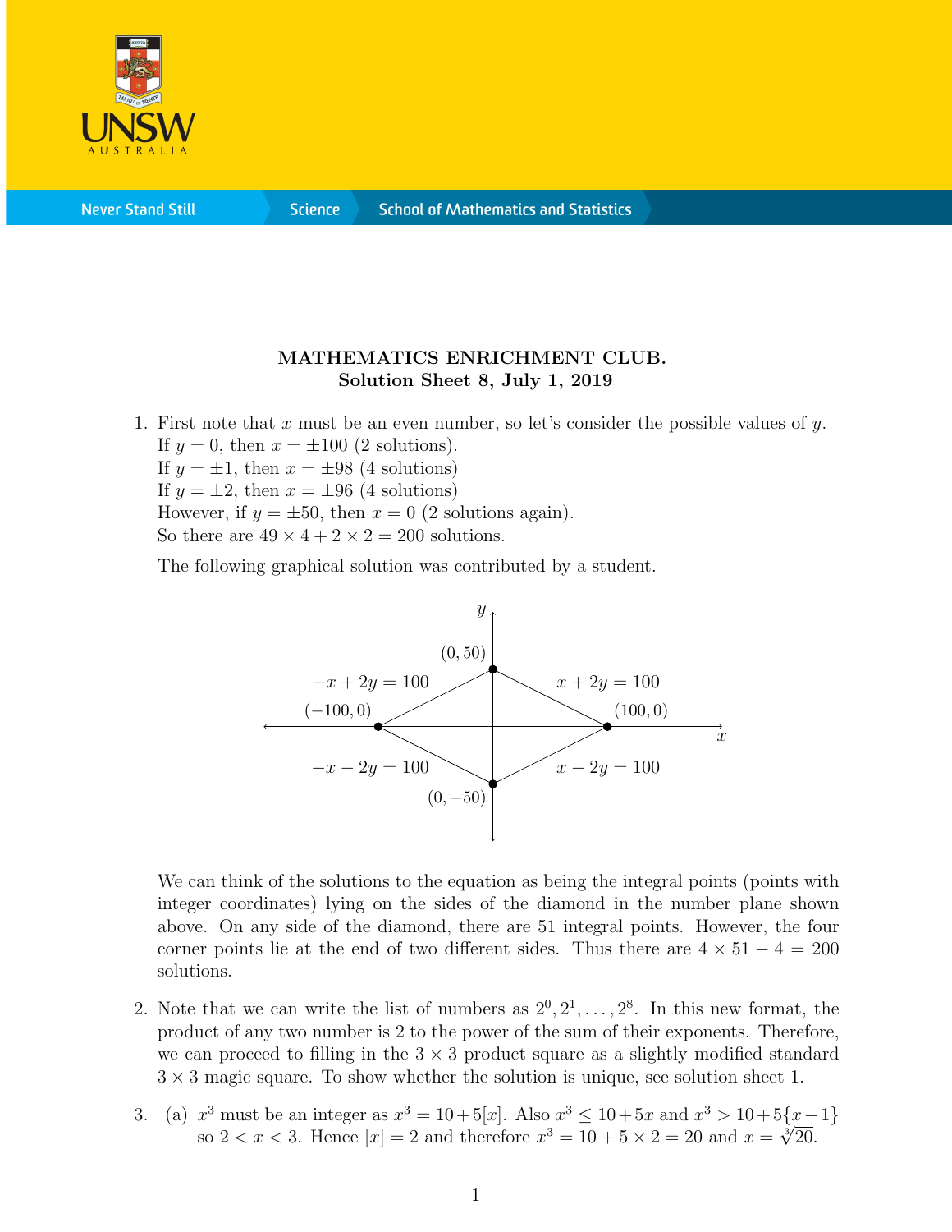**MATHEMATICS ENRICHMENT CLUB.**
**Solution Sheet 8, July 1, 2019**

1. First note that $x$ must be an even number, so let's consider the possible values of $y$.
   If $y = 0$, then $x = \pm 100$ (2 solutions).
   If $y = \pm 1$, then $x = \pm 98$ (4 solutions)
   If $y = \pm 2$, then $x = \pm 96$ (4 solutions)
   However, if $y = \pm 50$, then $x = 0$ (2 solutions again).
   So there are $49 \times 4 + 2 \times 2 = 200$ solutions.

   The following graphical solution was contributed by a student.

   We can think of the solutions to the equation as being the integral points (points with integer coordinates) lying on the sides of the diamond in the number plane shown above. On any side of the diamond, there are 51 integral points. However, the four corner points lie at the end of two different sides. Thus there are $4 \times 51 - 4 = 200$ solutions.

2. Note that we can write the list of numbers as $2^0, 2^1, \ldots, 2^8$. In this new format, the product of any two number is 2 to the power of the sum of their exponents. Therefore, we can proceed to filling in the $3 \times 3$ product square as a slightly modified standard $3 \times 3$ magic square. To show whether the solution is unique, see solution sheet 1.

3. (a) $x^3$ must be an integer as $x^3 = 10 + 5[x]$. Also $x^3 \leq 10 + 5x$ and $x^3 > 10 + 5\{x - 1\}$ so $2 < x < 3$. Hence $[x] = 2$ and therefore $x^3 = 10 + 5 \times 2 = 20$ and $x = \sqrt[3]{20}$.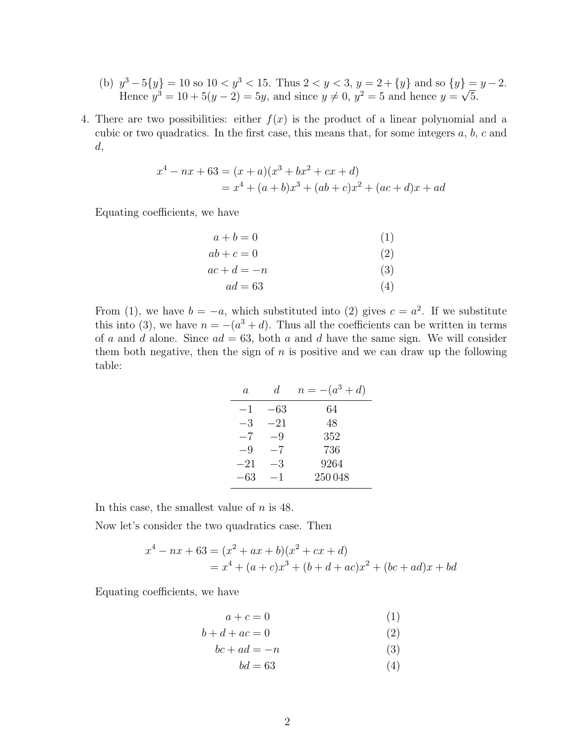(b) $y^3 - 5\{y\} = 10$ so $10 < y^3 < 15$. Thus $2 < y < 3$, $y = 2 + \{y\}$ and so $\{y\} = y - 2$. Hence $y^3 = 10 + 5(y-2) = 5y$, and since $y \neq 0$, $y^2 = 5$ and hence $y = \sqrt{5}$.

4. There are two possibilities: either $f(x)$ is the product of a linear polynomial and a cubic or two quadratics. In the first case, this means that, for some integers $a$, $b$, $c$ and $d$,

$$
\begin{aligned}
x^4 - nx + 63 &= (x+a)(x^3 + bx^2 + cx + d) \\
&= x^4 + (a+b)x^3 + (ab+c)x^2 + (ac+d)x + ad
\end{aligned}
$$

Equating coefficients, we have

$$
\begin{aligned}
a + b &= 0 \qquad (1) \\
ab + c &= 0 \qquad (2) \\
ac + d &= -n \qquad (3) \\
ad &= 63 \qquad (4)
\end{aligned}
$$

From (1), we have $b = -a$, which substituted into (2) gives $c = a^2$. If we substitute this into (3), we have $n = -(a^3 + d)$. Thus all the coefficients can be written in terms of $a$ and $d$ alone. Since $ad = 63$, both $a$ and $d$ have the same sign. We will consider them both negative, then the sign of $n$ is positive and we can draw up the following table:

| $a$ | $d$ | $n = -(a^3 + d)$ |
|---|---|---|
| $-1$ | $-63$ | 64 |
| $-3$ | $-21$ | 48 |
| $-7$ | $-9$ | 352 |
| $-9$ | $-7$ | 736 |
| $-21$ | $-3$ | 9264 |
| $-63$ | $-1$ | 250 048 |

In this case, the smallest value of $n$ is 48.

Now let's consider the two quadratics case. Then

$$
\begin{aligned}
x^4 - nx + 63 &= (x^2 + ax + b)(x^2 + cx + d) \\
&= x^4 + (a+c)x^3 + (b+d+ac)x^2 + (bc+ad)x + bd
\end{aligned}
$$

Equating coefficients, we have

$$
\begin{aligned}
a + c &= 0 \qquad (1) \\
b + d + ac &= 0 \qquad (2) \\
bc + ad &= -n \qquad (3) \\
bd &= 63 \qquad (4)
\end{aligned}
$$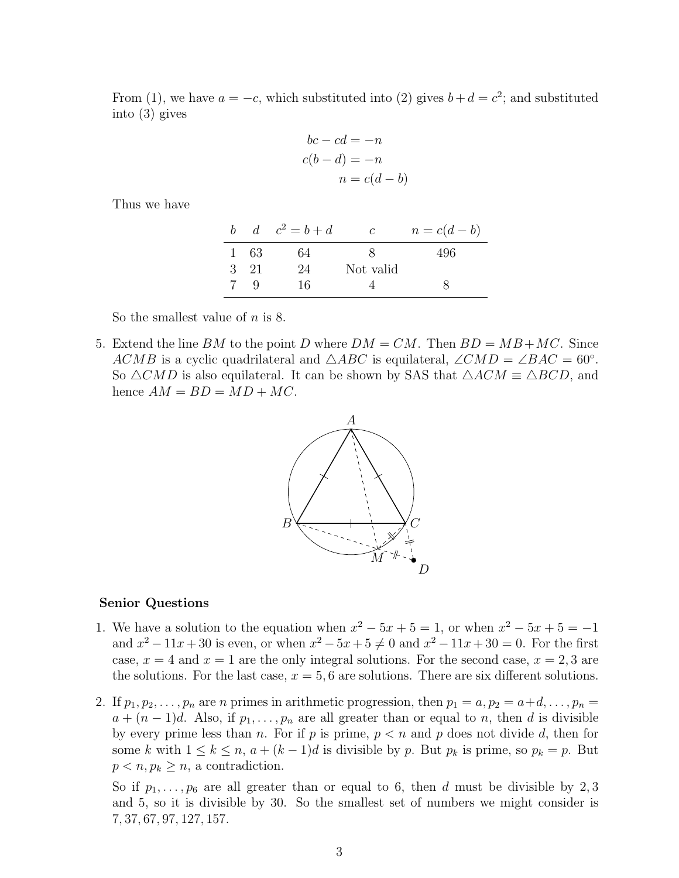From (1), we have $a = -c$, which substituted into (2) gives $b + d = c^2$; and substituted into (3) gives

$$
\begin{aligned}
bc - cd &= -n \\
c(b - d) &= -n \\
n &= c(d - b)
\end{aligned}
$$

Thus we have

| $b$ | $d$ | $c^2 = b + d$ | $c$ | $n = c(d - b)$ |
|---|---|---|---|---|
| 1 | 63 | 64 | 8 | 496 |
| 3 | 21 | 24 | Not valid | |
| 7 | 9 | 16 | 4 | 8 |

So the smallest value of $n$ is 8.

5. Extend the line $BM$ to the point $D$ where $DM = CM$. Then $BD = MB + MC$. Since $ACMB$ is a cyclic quadrilateral and $\triangle ABC$ is equilateral, $\angle CMD = \angle BAC = 60^\circ$. So $\triangle CMD$ is also equilateral. It can be shown by SAS that $\triangle ACM \equiv \triangle BCD$, and hence $AM = BD = MD + MC$.

### Senior Questions

1. We have a solution to the equation when $x^2 - 5x + 5 = 1$, or when $x^2 - 5x + 5 = -1$ and $x^2 - 11x + 30$ is even, or when $x^2 - 5x + 5 \neq 0$ and $x^2 - 11x + 30 = 0$. For the first case, $x = 4$ and $x = 1$ are the only integral solutions. For the second case, $x = 2, 3$ are the solutions. For the last case, $x = 5, 6$ are solutions. There are six different solutions.

2. If $p_1, p_2, \ldots, p_n$ are $n$ primes in arithmetic progression, then $p_1 = a, p_2 = a+d, \ldots, p_n = a + (n-1)d$. Also, if $p_1, \ldots, p_n$ are all greater than or equal to $n$, then $d$ is divisible by every prime less than $n$. For if $p$ is prime, $p < n$ and $p$ does not divide $d$, then for some $k$ with $1 \leq k \leq n$, $a + (k-1)d$ is divisible by $p$. But $p_k$ is prime, so $p_k = p$. But $p < n, p_k \geq n$, a contradiction.

   So if $p_1, \ldots, p_6$ are all greater than or equal to 6, then $d$ must be divisible by 2, 3 and 5, so it is divisible by 30. So the smallest set of numbers we might consider is $7, 37, 67, 97, 127, 157$.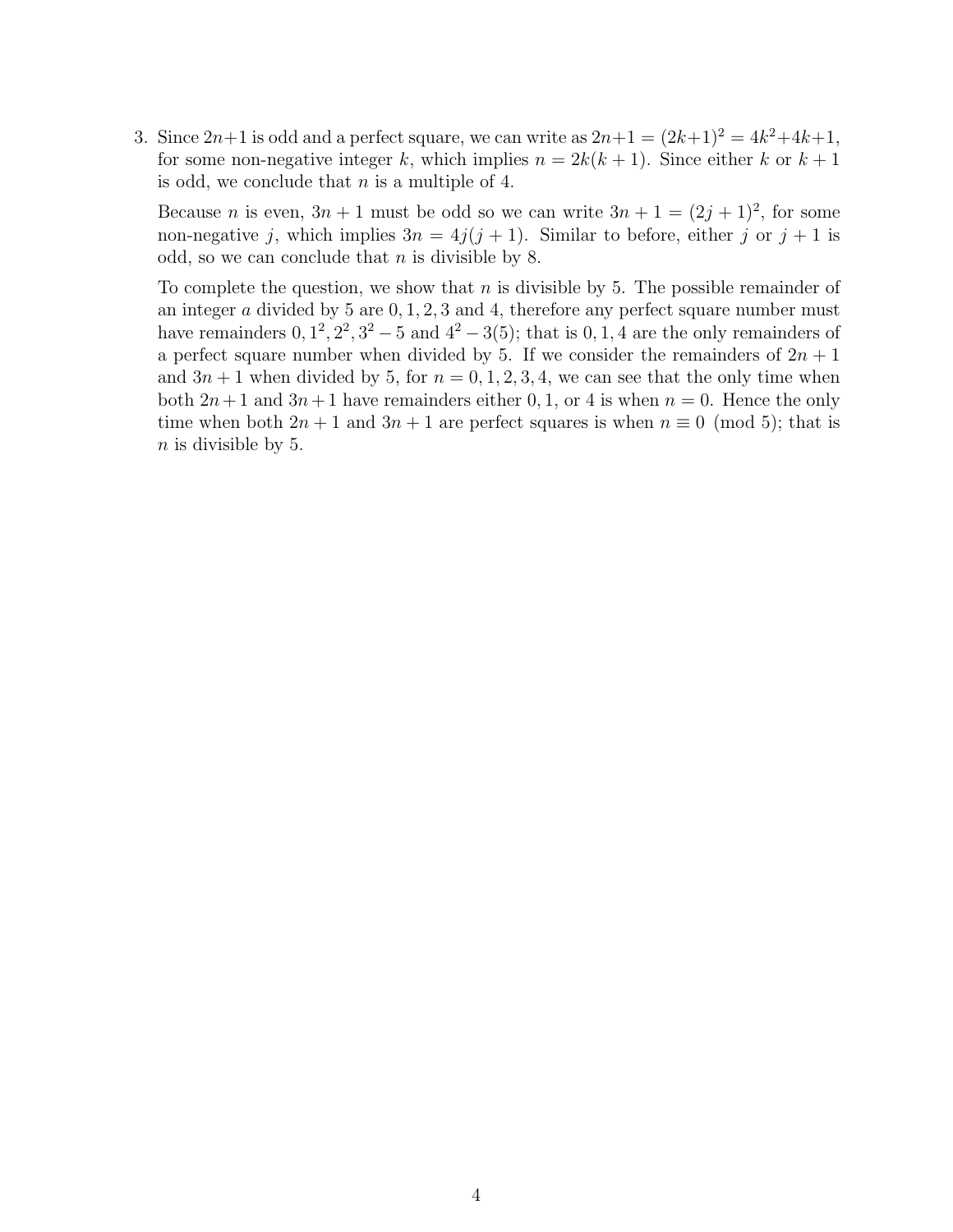3. Since $2n+1$ is odd and a perfect square, we can write as $2n+1 = (2k+1)^2 = 4k^2+4k+1$, for some non-negative integer $k$, which implies $n = 2k(k+1)$. Since either $k$ or $k+1$ is odd, we conclude that $n$ is a multiple of 4.

   Because $n$ is even, $3n+1$ must be odd so we can write $3n+1 = (2j+1)^2$, for some non-negative $j$, which implies $3n = 4j(j+1)$. Similar to before, either $j$ or $j+1$ is odd, so we can conclude that $n$ is divisible by 8.

   To complete the question, we show that $n$ is divisible by 5. The possible remainder of an integer $a$ divided by 5 are $0, 1, 2, 3$ and $4$, therefore any perfect square number must have remainders $0, 1^2, 2^2, 3^2 - 5$ and $4^2 - 3(5)$; that is $0, 1, 4$ are the only remainders of a perfect square number when divided by 5. If we consider the remainders of $2n+1$ and $3n+1$ when divided by 5, for $n = 0, 1, 2, 3, 4$, we can see that the only time when both $2n+1$ and $3n+1$ have remainders either $0, 1$, or $4$ is when $n = 0$. Hence the only time when both $2n+1$ and $3n+1$ are perfect squares is when $n \equiv 0 \pmod 5$; that is $n$ is divisible by 5.